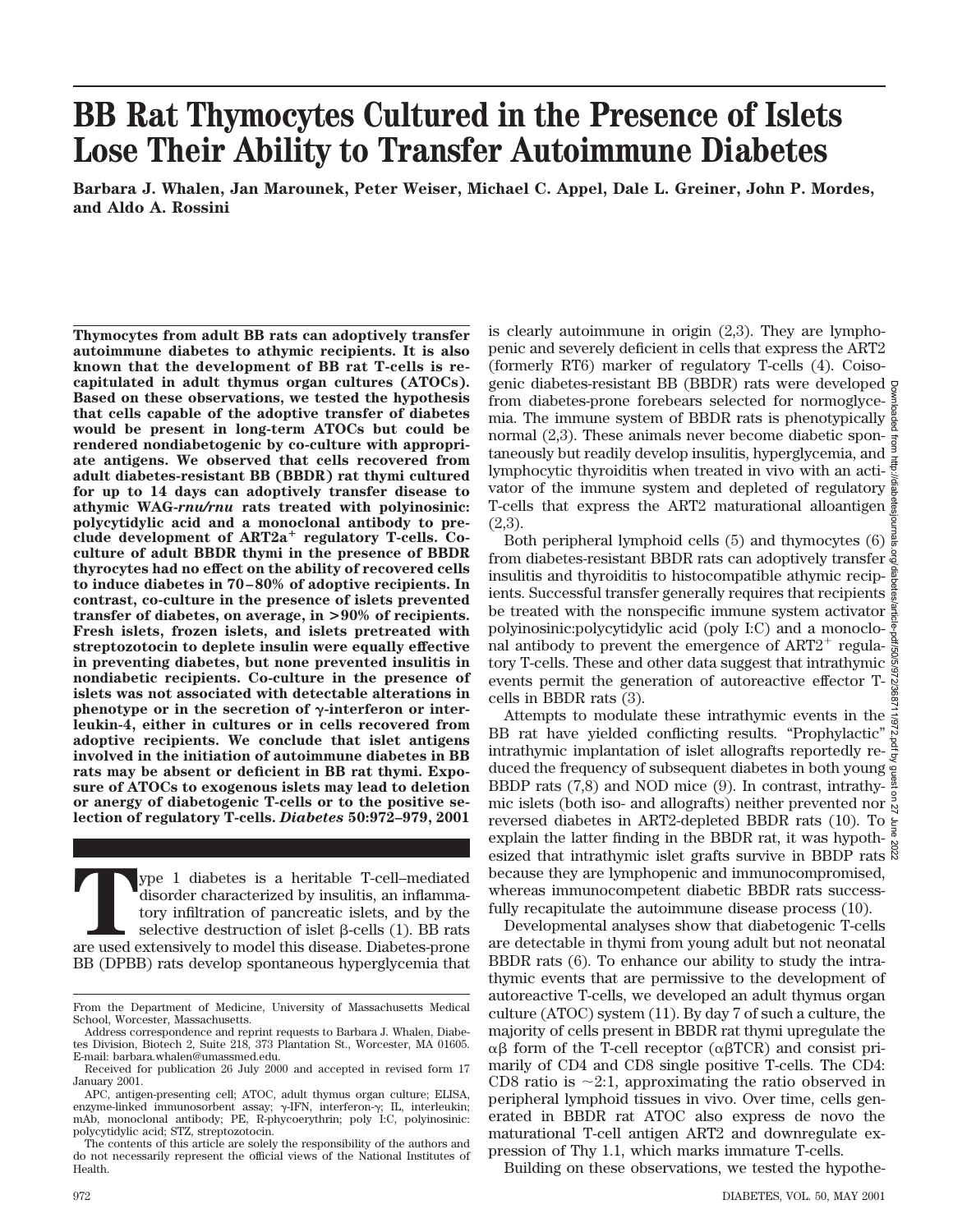# BB Rat Thymocytes Cultured in the Presence of Islets Lose Their Ability to Transfer Autoimmune Diabetes

**Barbara J. Whalen, Jan Marounek, Peter Weiser, Michael C. Appel, Dale L. Greiner, John P. Mordes, and Aldo A. Rossini**

**Thymocytes from adult BB rats can adoptively transfer autoimmune diabetes to athymic recipients. It is also known that the development of BB rat T-cells is recapitulated in adult thymus organ cultures (ATOCs). Based on these observations, we tested the hypothesis that cells capable of the adoptive transfer of diabetes would be present in long-term ATOCs but could be rendered nondiabetogenic by co-culture with appropriate antigens. We observed that cells recovered from adult diabetes-resistant BB (BBDR) rat thymi cultured for up to 14 days can adoptively transfer disease to athymic WAG-*rnu/rnu* rats treated with polyinosinic: polycytidylic acid and a monoclonal antibody to preclude development of ART2a$^+$ regulatory T-cells. Co-culture of adult BBDR thymi in the presence of BBDR thyrocytes had no effect on the ability of recovered cells to induce diabetes in 70–80% of adoptive recipients. In contrast, co-culture in the presence of islets prevented transfer of diabetes, on average, in >90% of recipients. Fresh islets, frozen islets, and islets pretreated with streptozotocin to deplete insulin were equally effective in preventing diabetes, but none prevented insulitis in nondiabetic recipients. Co-culture in the presence of islets was not associated with detectable alterations in phenotype or in the secretion of γ-interferon or interleukin-4, either in cultures or in cells recovered from adoptive recipients. We conclude that islet antigens involved in the initiation of autoimmune diabetes in BB rats may be absent or deficient in BB rat thymi. Exposure of ATOCs to exogenous islets may lead to deletion or anergy of diabetogenic T-cells or to the positive selection of regulatory T-cells. *Diabetes* 50:972–979, 2001**

Type 1 diabetes is a heritable T-cell–mediated disorder characterized by insulitis, an inflammatory infiltration of pancreatic islets, and by the selective destruction of islet β-cells (1). BB rats are used extensively to model this disease. Diabetes-prone BB (DPBB) rats develop spontaneous hyperglycemia that is clearly autoimmune in origin (2,3). They are lymphopenic and severely deficient in cells that express the ART2 (formerly RT6) marker of regulatory T-cells (4). Coisogenic diabetes-resistant BB (BBDR) rats were developed from diabetes-prone forebears selected for normoglycemia. The immune system of BBDR rats is phenotypically normal (2,3). These animals never become diabetic spontaneously but readily develop insulitis, hyperglycemia, and lymphocytic thyroiditis when treated in vivo with an activator of the immune system and depleted of regulatory T-cells that express the ART2 maturational alloantigen (2,3).

Both peripheral lymphoid cells (5) and thymocytes (6) from diabetes-resistant BBDR rats can adoptively transfer insulitis and thyroiditis to histocompatible athymic recipients. Successful transfer generally requires that recipients be treated with the nonspecific immune system activator polyinosinic:polycytidylic acid (poly I:C) and a monoclonal antibody to prevent the emergence of ART2$^+$ regulatory T-cells. These and other data suggest that intrathymic events permit the generation of autoreactive effector T-cells in BBDR rats (3).

Attempts to modulate these intrathymic events in the BB rat have yielded conflicting results. "Prophylactic" intrathymic implantation of islet allografts reportedly reduced the frequency of subsequent diabetes in both young BBDP rats (7,8) and NOD mice (9). In contrast, intrathymic islets (both iso- and allografts) neither prevented nor reversed diabetes in ART2-depleted BBDR rats (10). To explain the latter finding in the BBDR rat, it was hypothesized that intrathymic islet grafts survive in BBDP rats because they are lymphopenic and immunocompromised, whereas immunocompetent diabetic BBDR rats successfully recapitulate the autoimmune disease process (10).

Developmental analyses show that diabetogenic T-cells are detectable in thymi from young adult but not neonatal BBDR rats (6). To enhance our ability to study the intrathymic events that are permissive to the development of autoreactive T-cells, we developed an adult thymus organ culture (ATOC) system (11). By day 7 of such a culture, the majority of cells present in BBDR rat thymi upregulate the αβ form of the T-cell receptor (αβTCR) and consist primarily of CD4 and CD8 single positive T-cells. The CD4:CD8 ratio is ~2:1, approximating the ratio observed in peripheral lymphoid tissues in vivo. Over time, cells generated in BBDR rat ATOC also express de novo the maturational T-cell antigen ART2 and downregulate expression of Thy 1.1, which marks immature T-cells.

Building on these observations, we tested the hypothe-

---

From the Department of Medicine, University of Massachusetts Medical School, Worcester, Massachusetts.

Address correspondence and reprint requests to Barbara J. Whalen, Diabetes Division, Biotech 2, Suite 218, 373 Plantation St., Worcester, MA 01605. E-mail: barbara.whalen@umassmed.edu.

Received for publication 26 July 2000 and accepted in revised form 17 January 2001.

APC, antigen-presenting cell; ATOC, adult thymus organ culture; ELISA, enzyme-linked immunosorbent assay; γ-IFN, interferon-γ; IL, interleukin; mAb, monoclonal antibody; PE, R-phycoerythrin; poly I:C, polyinosinic: polycytidylic acid; STZ, streptozotocin.

The contents of this article are solely the responsibility of the authors and do not necessarily represent the official views of the National Institutes of Health.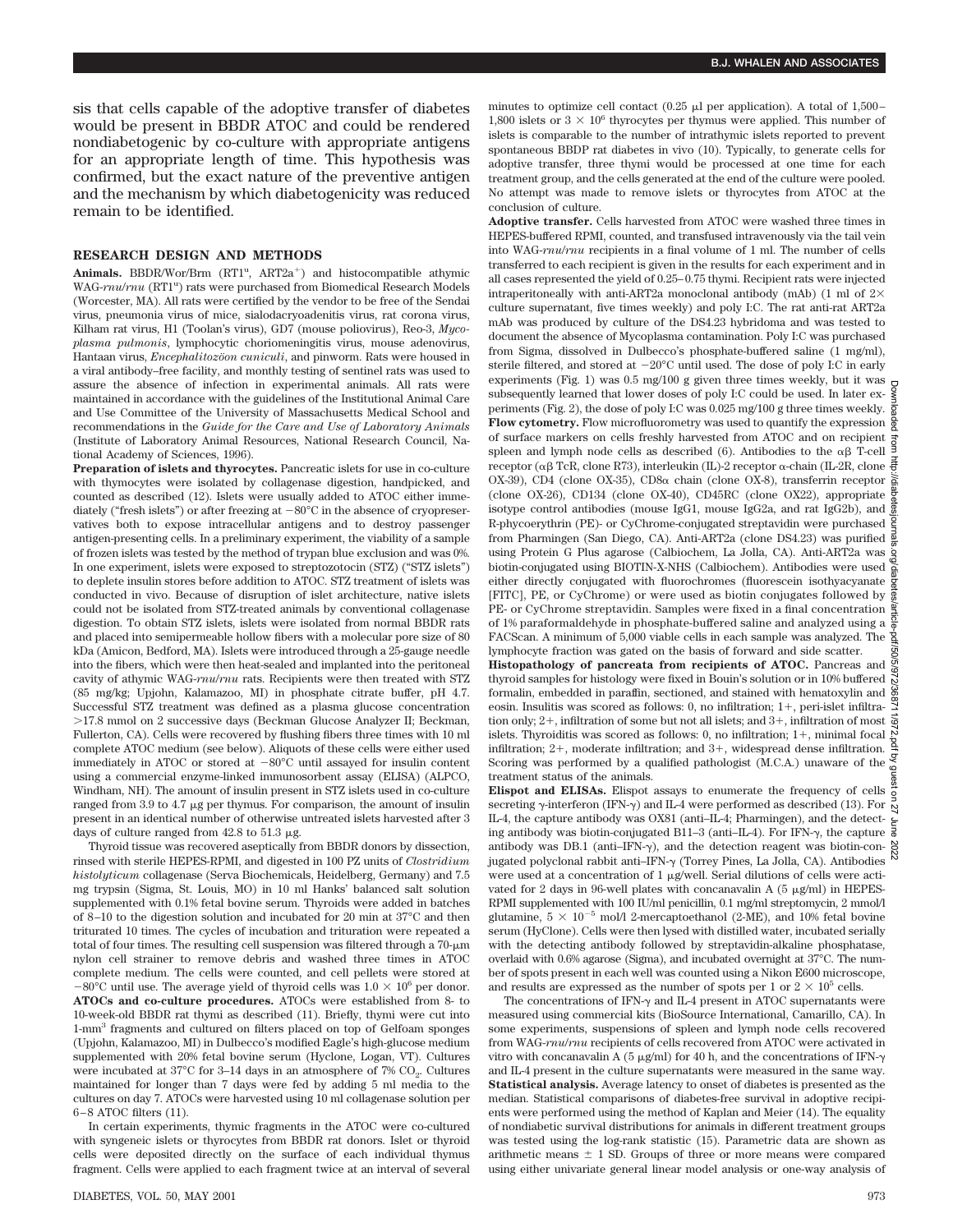sis that cells capable of the adoptive transfer of diabetes would be present in BBDR ATOC and could be rendered nondiabetogenic by co-culture with appropriate antigens for an appropriate length of time. This hypothesis was confirmed, but the exact nature of the preventive antigen and the mechanism by which diabetogenicity was reduced remain to be identified.

## RESEARCH DESIGN AND METHODS

**Animals.** BBDR/Wor/Brm (RT1[u], ART2a[+]) and histocompatible athymic WAG-*rnu/rnu* (RT1[u]) rats were purchased from Biomedical Research Models (Worcester, MA). All rats were certified by the vendor to be free of the Sendai virus, pneumonia virus of mice, sialodacryoadenitis virus, rat corona virus, Kilham rat virus, H1 (Toolan's virus), GD7 (mouse poliovirus), Reo-3, *Mycoplasma pulmonis*, lymphocytic choriomeningitis virus, mouse adenovirus, Hantaan virus, *Encephalitozöon cuniculi*, and pinworm. Rats were housed in a viral antibody–free facility, and monthly testing of sentinel rats was used to assure the absence of infection in experimental animals. All rats were maintained in accordance with the guidelines of the Institutional Animal Care and Use Committee of the University of Massachusetts Medical School and recommendations in the *Guide for the Care and Use of Laboratory Animals* (Institute of Laboratory Animal Resources, National Research Council, National Academy of Sciences, 1996).

**Preparation of islets and thyrocytes.** Pancreatic islets for use in co-culture with thymocytes were isolated by collagenase digestion, handpicked, and counted as described (12). Islets were usually added to ATOC either immediately ("fresh islets") or after freezing at −80°C in the absence of cryopreservatives both to expose intracellular antigens and to destroy passenger antigen-presenting cells. In a preliminary experiment, the viability of a sample of frozen islets was tested by the method of trypan blue exclusion and was 0%. In one experiment, islets were exposed to streptozotocin (STZ) ("STZ islets") to deplete insulin stores before addition to ATOC. STZ treatment of islets was conducted in vivo. Because of disruption of islet architecture, native islets could not be isolated from STZ-treated animals by conventional collagenase digestion. To obtain STZ islets, islets were isolated from normal BBDR rats and placed into semipermeable hollow fibers with a molecular pore size of 80 kDa (Amicon, Bedford, MA). Islets were introduced through a 25-gauge needle into the fibers, which were then heat-sealed and implanted into the peritoneal cavity of athymic WAG-*rnu/rnu* rats. Recipients were then treated with STZ (85 mg/kg; Upjohn, Kalamazoo, MI) in phosphate citrate buffer, pH 4.7. Successful STZ treatment was defined as a plasma glucose concentration >17.8 mmol on 2 successive days (Beckman Glucose Analyzer II; Beckman, Fullerton, CA). Cells were recovered by flushing fibers three times with 10 ml complete ATOC medium (see below). Aliquots of these cells were either used immediately in ATOC or stored at −80°C until assayed for insulin content using a commercial enzyme-linked immunosorbent assay (ELISA) (ALPCO, Windham, NH). The amount of insulin present in STZ islets used in co-culture ranged from 3.9 to 4.7 μg per thymus. For comparison, the amount of insulin present in an identical number of otherwise untreated islets harvested after 3 days of culture ranged from 42.8 to 51.3 μg.

Thyroid tissue was recovered aseptically from BBDR donors by dissection, rinsed with sterile HEPES-RPMI, and digested in 100 PZ units of *Clostridium histolyticum* collagenase (Serva Biochemicals, Heidelberg, Germany) and 7.5 mg trypsin (Sigma, St. Louis, MO) in 10 ml Hanks' balanced salt solution supplemented with 0.1% fetal bovine serum. Thyroids were added in batches of 8–10 to the digestion solution and incubated for 20 min at 37°C and then triturated 10 times. The cycles of incubation and trituration were repeated a total of four times. The resulting cell suspension was filtered through a 70-μm nylon cell strainer to remove debris and washed three times in ATOC complete medium. The cells were counted, and cell pellets were stored at −80°C until use. The average yield of thyroid cells was $1.0 \times 10^6$ per donor.

**ATOCs and co-culture procedures.** ATOCs were established from 8- to 10-week-old BBDR rat thymi as described (11). Briefly, thymi were cut into 1-mm$^3$ fragments and cultured on filters placed on top of Gelfoam sponges (Upjohn, Kalamazoo, MI) in Dulbecco's modified Eagle's high-glucose medium supplemented with 20% fetal bovine serum (Hyclone, Logan, VT). Cultures were incubated at 37°C for 3–14 days in an atmosphere of 7% $CO_2$. Cultures maintained for longer than 7 days were fed by adding 5 ml media to the cultures on day 7. ATOCs were harvested using 10 ml collagenase solution per 6–8 ATOC filters (11).

In certain experiments, thymic fragments in the ATOC were co-cultured with syngeneic islets or thyrocytes from BBDR rat donors. Islet or thyroid cells were deposited directly on the surface of each individual thymus fragment. Cells were applied to each fragment twice at an interval of several minutes to optimize cell contact (0.25 μl per application). A total of 1,500–1,800 islets or $3 \times 10^6$ thyrocytes per thymus were applied. This number of islets is comparable to the number of intrathymic islets reported to prevent spontaneous BBDP rat diabetes in vivo (10). Typically, to generate cells for adoptive transfer, three thymi would be processed at one time for each treatment group, and the cells generated at the end of the culture were pooled. No attempt was made to remove islets or thyrocytes from ATOC at the conclusion of culture.

**Adoptive transfer.** Cells harvested from ATOC were washed three times in HEPES-buffered RPMI, counted, and transfused intravenously via the tail vein into WAG-*rnu/rnu* recipients in a final volume of 1 ml. The number of cells transferred to each recipient is given in the results for each experiment and in all cases represented the yield of 0.25–0.75 thymi. Recipient rats were injected intraperitoneally with anti-ART2a monoclonal antibody (mAb) (1 ml of 2× culture supernatant, five times weekly) and poly I:C. The rat anti-rat ART2a mAb was produced by culture of the DS4.23 hybridoma and was tested to document the absence of Mycoplasma contamination. Poly I:C was purchased from Sigma, dissolved in Dulbecco's phosphate-buffered saline (1 mg/ml), sterile filtered, and stored at −20°C until used. The dose of poly I:C in early experiments (Fig. 1) was 0.5 mg/100 g given three times weekly, but it was subsequently learned that lower doses of poly I:C could be used. In later experiments (Fig. 2), the dose of poly I:C was 0.025 mg/100 g three times weekly.

**Flow cytometry.** Flow microfluorometry was used to quantify the expression of surface markers on cells freshly harvested from ATOC and on recipient spleen and lymph node cells as described (6). Antibodies to the αβ T-cell receptor (αβ TcR, clone R73), interleukin (IL)-2 receptor α-chain (IL-2R, clone OX-39), CD4 (clone OX-35), CD8α chain (clone OX-8), transferrin receptor (clone OX-26), CD134 (clone OX-40), CD45RC (clone OX22), appropriate isotype control antibodies (mouse IgG1, mouse IgG2a, and rat IgG2b), and R-phycoerythrin (PE)- or CyChrome-conjugated streptavidin were purchased from Pharmingen (San Diego, CA). Anti-ART2a (clone DS4.23) was purified using Protein G Plus agarose (Calbiochem, La Jolla, CA). Anti-ART2a was biotin-conjugated using BIOTIN-X-NHS (Calbiochem). Antibodies were used either directly conjugated with fluorochromes (fluorescein isothyacyanate [FITC], PE, or CyChrome) or were used as biotin conjugates followed by PE- or CyChrome streptavidin. Samples were fixed in a final concentration of 1% paraformaldehyde in phosphate-buffered saline and analyzed using a FACScan. A minimum of 5,000 viable cells in each sample was analyzed. The lymphocyte fraction was gated on the basis of forward and side scatter.

**Histopathology of pancreata from recipients of ATOC.** Pancreas and thyroid samples for histology were fixed in Bouin's solution or in 10% buffered formalin, embedded in paraffin, sectioned, and stained with hematoxylin and eosin. Insulitis was scored as follows: 0, no infiltration; 1+, peri-islet infiltration only; 2+, infiltration of some but not all islets; and 3+, infiltration of most islets. Thyroiditis was scored as follows: 0, no infiltration; 1+, minimal focal infiltration; 2+, moderate infiltration; and 3+, widespread dense infiltration. Scoring was performed by a qualified pathologist (M.C.A.) unaware of the treatment status of the animals.

**Elispot and ELISAs.** Elispot assays to enumerate the frequency of cells secreting γ-interferon (IFN-γ) and IL-4 were performed as described (13). For IL-4, the capture antibody was OX81 (anti–IL-4; Pharmingen), and the detecting antibody was biotin-conjugated B11–3 (anti–IL-4). For IFN-γ, the capture antibody was DB.1 (anti–IFN-γ), and the detection reagent was biotin-conjugated polyclonal rabbit anti–IFN-γ (Torrey Pines, La Jolla, CA). Antibodies were used at a concentration of 1 μg/well. Serial dilutions of cells were activated for 2 days in 96-well plates with concanavalin A (5 μg/ml) in HEPES-RPMI supplemented with 100 IU/ml penicillin, 0.1 mg/ml streptomycin, 2 mmol/l glutamine, $5 \times 10^{-5}$ mol/l 2-mercaptoethanol (2-ME), and 10% fetal bovine serum (HyClone). Cells were then lysed with distilled water, incubated serially with the detecting antibody followed by streptavidin-alkaline phosphatase, overlaid with 0.6% agarose (Sigma), and incubated overnight at 37°C. The number of spots present in each well was counted using a Nikon E600 microscope, and results are expressed as the number of spots per 1 or $2 \times 10^5$ cells.

The concentrations of IFN-γ and IL-4 present in ATOC supernatants were measured using commercial kits (BioSource International, Camarillo, CA). In some experiments, suspensions of spleen and lymph node cells recovered from WAG-*rnu/rnu* recipients of cells recovered from ATOC were activated in vitro with concanavalin A (5 μg/ml) for 40 h, and the concentrations of IFN-γ and IL-4 present in the culture supernatants were measured in the same way.

**Statistical analysis.** Average latency to onset of diabetes is presented as the median. Statistical comparisons of diabetes-free survival in adoptive recipients were performed using the method of Kaplan and Meier (14). The equality of nondiabetic survival distributions for animals in different treatment groups was tested using the log-rank statistic (15). Parametric data are shown as arithmetic means ± 1 SD. Groups of three or more means were compared using either univariate general linear model analysis or one-way analysis of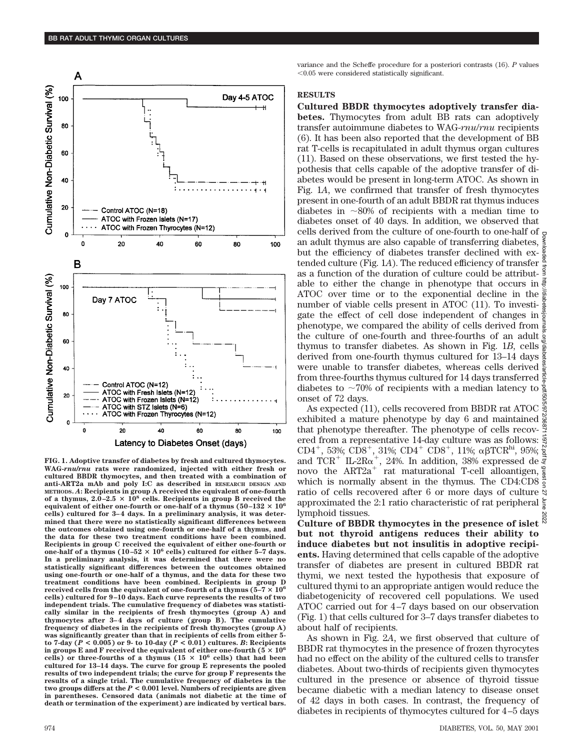FIG. 1. **Adoptive transfer of diabetes by fresh and cultured thymocytes. WAG-*rnu/rnu* rats were randomized, injected with either fresh or cultured BBDR thymocytes, and then treated with a combination of anti-ART2a mAb and poly I:C as described in RESEARCH DESIGN AND METHODS. *A*: Recipients in group A received the equivalent of one-fourth of a thymus, 2.0–2.5 × 10^8 cells. Recipients in group B received the equivalent of either one-fourth or one-half of a thymus (50–132 × 10^6 cells) cultured for 3–4 days. In a preliminary analysis, it was determined that there were no statistically significant differences between the outcomes obtained using one-fourth or one-half of a thymus, and the data for these two treatment conditions have been combined. Recipients in group C received the equivalent of either one-fourth or one-half of a thymus (10–52 × 10^6 cells) cultured for either 5–7 days. In a preliminary analysis, it was determined that there were no statistically significant differences between the outcomes obtained using one-fourth or one-half of a thymus, and the data for these two treatment conditions have been combined. Recipients in group D received cells from the equivalent of one-fourth of a thymus (5–7 × 10^6 cells) cultured for 9–10 days. Each curve represents the results of two independent trials. The cumulative frequency of diabetes was statistically similar in the recipients of fresh thymocytes (group A) and thymocytes after 3–4 days of culture (group B). The cumulative frequency of diabetes in the recipients of fresh thymocytes (group A) was significantly greater than that in recipients of cells from either 5- to 7-day ($P < 0.005$) or 9- to 10-day ($P < 0.01$) cultures. *B*: Recipients in groups E and F received the equivalent of either one-fourth (5 × 10^6 cells) or three-fourths of a thymus (15 × 10^6 cells) that had been cultured for 13–14 days. The curve for group E represents the pooled results of two independent trials; the curve for group F represents the results of a single trial. The cumulative frequency of diabetes in the two groups differs at the $P < 0.001$ level. Numbers of recipients are given in parentheses. Censored data (animals not diabetic at the time of death or termination of the experiment) are indicated by vertical bars.**

variance and the Scheffe procedure for a posteriori contrasts (16). *P* values <0.05 were considered statistically significant.

## RESULTS

**Cultured BBDR thymocytes adoptively transfer diabetes.** Thymocytes from adult BB rats can adoptively transfer autoimmune diabetes to WAG-*rnu/rnu* recipients (6). It has been also reported that the development of BB rat T-cells is recapitulated in adult thymus organ cultures (11). Based on these observations, we first tested the hypothesis that cells capable of the adoptive transfer of diabetes would be present in long-term ATOC. As shown in Fig. 1*A*, we confirmed that transfer of fresh thymocytes present in one-fourth of an adult BBDR rat thymus induces diabetes in ~80% of recipients with a median time to diabetes onset of 40 days. In addition, we observed that cells derived from the culture of one-fourth to one-half of an adult thymus are also capable of transferring diabetes, but the efficiency of diabetes transfer declined with extended culture (Fig. 1*A*). The reduced efficiency of transfer as a function of the duration of culture could be attributable to either the change in phenotype that occurs in ATOC over time or to the exponential decline in the number of viable cells present in ATOC (11). To investigate the effect of cell dose independent of changes in phenotype, we compared the ability of cells derived from the culture of one-fourth and three-fourths of an adult thymus to transfer diabetes. As shown in Fig. 1*B*, cells derived from one-fourth thymus cultured for 13–14 days were unable to transfer diabetes, whereas cells derived from three-fourths thymus cultured for 14 days transferred diabetes to ~70% of recipients with a median latency to onset of 72 days.

As expected (11), cells recovered from BBDR rat ATOC exhibited a mature phenotype by day 6 and maintained that phenotype thereafter. The phenotype of cells recovered from a representative 14-day culture was as follows: $CD4^+$, 53%; $CD8^+$, 31%; $CD4^+$ $CD8^+$, 11%; $\alpha\beta TCR^{hi}$, 95%; and $TCR^+$ IL-$2R\alpha^+$, 24%. In addition, 38% expressed de novo the $ART2a^+$ rat maturational T-cell alloantigen, which is normally absent in the thymus. The CD4:CD8 ratio of cells recovered after 6 or more days of culture approximated the 2:1 ratio characteristic of rat peripheral lymphoid tissues.

**Culture of BBDR thymocytes in the presence of islet but not thyroid antigens reduces their ability to induce diabetes but not insulitis in adoptive recipients.** Having determined that cells capable of the adoptive transfer of diabetes are present in cultured BBDR rat thymi, we next tested the hypothesis that exposure of cultured thymi to an appropriate antigen would reduce the diabetogenicity of recovered cell populations. We used ATOC carried out for 4–7 days based on our observation (Fig. 1) that cells cultured for 3–7 days transfer diabetes to about half of recipients.

As shown in Fig. 2*A*, we first observed that culture of BBDR rat thymocytes in the presence of frozen thyrocytes had no effect on the ability of the cultured cells to transfer diabetes. About two-thirds of recipients given thymocytes cultured in the presence or absence of thyroid tissue became diabetic with a median latency to disease onset of 42 days in both cases. In contrast, the frequency of diabetes in recipients of thymocytes cultured for 4–5 days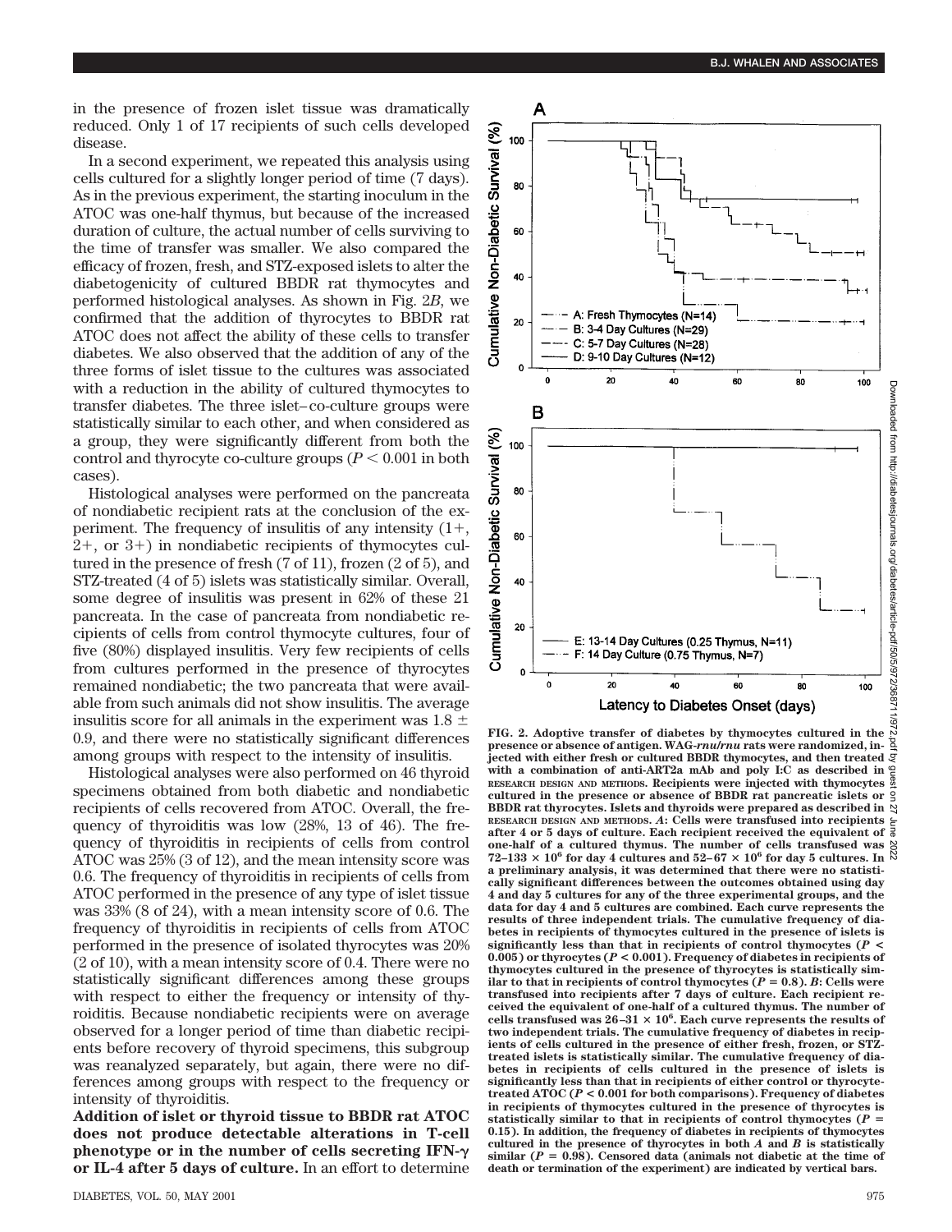in the presence of frozen islet tissue was dramatically reduced. Only 1 of 17 recipients of such cells developed disease.

In a second experiment, we repeated this analysis using cells cultured for a slightly longer period of time (7 days). As in the previous experiment, the starting inoculum in the ATOC was one-half thymus, but because of the increased duration of culture, the actual number of cells surviving to the time of transfer was smaller. We also compared the efficacy of frozen, fresh, and STZ-exposed islets to alter the diabetogenicity of cultured BBDR rat thymocytes and performed histological analyses. As shown in Fig. 2*B*, we confirmed that the addition of thyrocytes to BBDR rat ATOC does not affect the ability of these cells to transfer diabetes. We also observed that the addition of any of the three forms of islet tissue to the cultures was associated with a reduction in the ability of cultured thymocytes to transfer diabetes. The three islet–co-culture groups were statistically similar to each other, and when considered as a group, they were significantly different from both the control and thyrocyte co-culture groups ($P < 0.001$ in both cases).

Histological analyses were performed on the pancreata of nondiabetic recipient rats at the conclusion of the experiment. The frequency of insulitis of any intensity (1+, 2+, or 3+) in nondiabetic recipients of thymocytes cultured in the presence of fresh (7 of 11), frozen (2 of 5), and STZ-treated (4 of 5) islets was statistically similar. Overall, some degree of insulitis was present in 62% of these 21 pancreata. In the case of pancreata from nondiabetic recipients of cells from control thymocyte cultures, four of five (80%) displayed insulitis. Very few recipients of cells from cultures performed in the presence of thyrocytes remained nondiabetic; the two pancreata that were available from such animals did not show insulitis. The average insulitis score for all animals in the experiment was $1.8 \pm 0.9$, and there were no statistically significant differences among groups with respect to the intensity of insulitis.

Histological analyses were also performed on 46 thyroid specimens obtained from both diabetic and nondiabetic recipients of cells recovered from ATOC. Overall, the frequency of thyroiditis was low (28%, 13 of 46). The frequency of thyroiditis in recipients of cells from control ATOC was 25% (3 of 12), and the mean intensity score was 0.6. The frequency of thyroiditis in recipients of cells from ATOC performed in the presence of any type of islet tissue was 33% (8 of 24), with a mean intensity score of 0.6. The frequency of thyroiditis in recipients of cells from ATOC performed in the presence of isolated thyrocytes was 20% (2 of 10), with a mean intensity score of 0.4. There were no statistically significant differences among these groups with respect to either the frequency or intensity of thyroiditis. Because nondiabetic recipients were on average observed for a longer period of time than diabetic recipients before recovery of thyroid specimens, this subgroup was reanalyzed separately, but again, there were no differences among groups with respect to the frequency or intensity of thyroiditis.

**Addition of islet or thyroid tissue to BBDR rat ATOC does not produce detectable alterations in T-cell phenotype or in the number of cells secreting IFN-γ or IL-4 after 5 days of culture.** In an effort to determine

**FIG. 2. Adoptive transfer of diabetes by thymocytes cultured in the presence or absence of antigen. WAG-*rnu/rnu* rats were randomized, injected with either fresh or cultured BBDR thymocytes, and then treated with a combination of anti-ART2a mAb and poly I:C as described in RESEARCH DESIGN AND METHODS. Recipients were injected with thymocytes cultured in the presence or absence of BBDR rat pancreatic islets or BBDR rat thyrocytes. Islets and thyroids were prepared as described in RESEARCH DESIGN AND METHODS. *A*: Cells were transfused into recipients after 4 or 5 days of culture. Each recipient received the equivalent of one-half of a cultured thymus. The number of cells transfused was $72–133 \times 10^6$ for day 4 cultures and $52–67 \times 10^6$ for day 5 cultures. In a preliminary analysis, it was determined that there were no statistically significant differences between the outcomes obtained using day 4 and day 5 cultures for any of the three experimental groups, and the data for day 4 and 5 cultures are combined. Each curve represents the results of three independent trials. The cumulative frequency of diabetes in recipients of thymocytes cultured in the presence of islets is significantly less than that in recipients of control thymocytes ($P < 0.005$) or thyrocytes ($P < 0.001$). Frequency of diabetes in recipients of thymocytes cultured in the presence of thyrocytes is statistically similar to that in recipients of control thymocytes ($P = 0.8$). *B*: Cells were transfused into recipients after 7 days of culture. Each recipient received the equivalent of one-half of a cultured thymus. The number of cells transfused was $26–31 \times 10^6$. Each curve represents the results of two independent trials. The cumulative frequency of diabetes in recipients of cells cultured in the presence of either fresh, frozen, or STZ-treated islets is statistically similar. The cumulative frequency of diabetes in recipients of cells cultured in the presence of islets is significantly less than that in recipients of either control or thyrocyte-treated ATOC ($P < 0.001$ for both comparisons). Frequency of diabetes in recipients of thymocytes cultured in the presence of thyrocytes is statistically similar to that in recipients of control thymocytes ($P = 0.15$). In addition, the frequency of diabetes in recipients of thymocytes cultured in the presence of thyrocytes in both *A* and *B* is statistically similar ($P = 0.98$). Censored data (animals not diabetic at the time of death or termination of the experiment) are indicated by vertical bars.**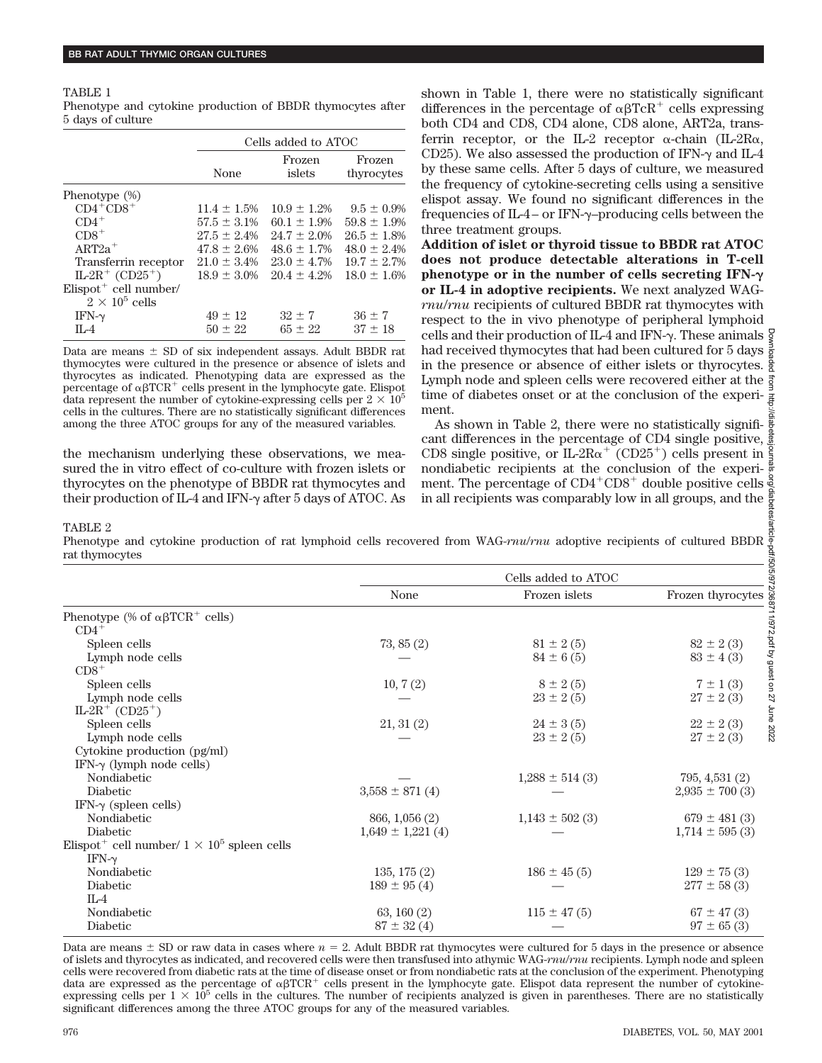TABLE 1

Phenotype and cytokine production of BBDR thymocytes after 5 days of culture

| | Cells added to ATOC | | |
|---|---|---|---|
| | None | Frozen islets | Frozen thyrocytes |
| Phenotype (%) | | | |
| $CD4^+CD8^+$ | 11.4 ± 1.5% | 10.9 ± 1.2% | 9.5 ± 0.9% |
| $CD4^+$ | 57.5 ± 3.1% | 60.1 ± 1.9% | 59.8 ± 1.9% |
| $CD8^+$ | 27.5 ± 2.4% | 24.7 ± 2.0% | 26.5 ± 1.8% |
| $ART2a^+$ | 47.8 ± 2.6% | 48.6 ± 1.7% | 48.0 ± 2.4% |
| Transferrin receptor | 21.0 ± 3.4% | 23.0 ± 4.7% | 19.7 ± 2.7% |
| $IL\text{-}2R^+$ ($CD25^+$) | 18.9 ± 3.0% | 20.4 ± 4.2% | 18.0 ± 1.6% |
| $Elispot^+$ cell number/ $2 \times 10^5$ cells | | | |
| IFN-γ | 49 ± 12 | 32 ± 7 | 36 ± 7 |
| IL-4 | 50 ± 22 | 65 ± 22 | 37 ± 18 |

Data are means ± SD of six independent assays. Adult BBDR rat thymocytes were cultured in the presence or absence of islets and thyrocytes as indicated. Phenotyping data are expressed as the percentage of $\alpha\beta TCR^+$ cells present in the lymphocyte gate. Elispot data represent the number of cytokine-expressing cells per $2 \times 10^5$ cells in the cultures. There are no statistically significant differences among the three ATOC groups for any of the measured variables.

the mechanism underlying these observations, we measured the in vitro effect of co-culture with frozen islets or thyrocytes on the phenotype of BBDR rat thymocytes and their production of IL-4 and IFN-γ after 5 days of ATOC. As shown in Table 1, there were no statistically significant differences in the percentage of $\alpha\beta TcR^+$ cells expressing both CD4 and CD8, CD4 alone, CD8 alone, ART2a, transferrin receptor, or the IL-2 receptor α-chain (IL-2Rα, CD25). We also assessed the production of IFN-γ and IL-4 by these same cells. After 5 days of culture, we measured the frequency of cytokine-secreting cells using a sensitive elispot assay. We found no significant differences in the frequencies of IL-4– or IFN-γ–producing cells between the three treatment groups.

**Addition of islet or thyroid tissue to BBDR rat ATOC does not produce detectable alterations in T-cell phenotype or in the number of cells secreting IFN-γ or IL-4 in adoptive recipients.** We next analyzed WAG-*rnu/rnu* recipients of cultured BBDR rat thymocytes with respect to the in vivo phenotype of peripheral lymphoid cells and their production of IL-4 and IFN-γ. These animals had received thymocytes that had been cultured for 5 days in the presence or absence of either islets or thyrocytes. Lymph node and spleen cells were recovered either at the time of diabetes onset or at the conclusion of the experiment.

As shown in Table 2, there were no statistically significant differences in the percentage of CD4 single positive, CD8 single positive, or $IL\text{-}2R\alpha^+$ ($CD25^+$) cells present in nondiabetic recipients at the conclusion of the experiment. The percentage of $CD4^+CD8^+$ double positive cells in all recipients was comparably low in all groups, and the

TABLE 2

Phenotype and cytokine production of rat lymphoid cells recovered from WAG-*rnu/rnu* adoptive recipients of cultured BBDR rat thymocytes

| | Cells added to ATOC | | |
|---|---|---|---|
| | None | Frozen islets | Frozen thyrocytes |
| Phenotype (% of $\alpha\beta TCR^+$ cells) | | | |
| $CD4^+$ | | | |
| Spleen cells | 73, 85 (2) | 81 ± 2 (5) | 82 ± 2 (3) |
| Lymph node cells | — | 84 ± 6 (5) | 83 ± 4 (3) |
| $CD8^+$ | | | |
| Spleen cells | 10, 7 (2) | 8 ± 2 (5) | 7 ± 1 (3) |
| Lymph node cells | — | 23 ± 2 (5) | 27 ± 2 (3) |
| $IL\text{-}2R^+$ ($CD25^+$) | | | |
| Spleen cells | 21, 31 (2) | 24 ± 3 (5) | 22 ± 2 (3) |
| Lymph node cells | — | 23 ± 2 (5) | 27 ± 2 (3) |
| Cytokine production (pg/ml) | | | |
| IFN-γ (lymph node cells) | | | |
| Nondiabetic | — | 1,288 ± 514 (3) | 795, 4,531 (2) |
| Diabetic | 3,558 ± 871 (4) | — | 2,935 ± 700 (3) |
| IFN-γ (spleen cells) | | | |
| Nondiabetic | 866, 1,056 (2) | 1,143 ± 502 (3) | 679 ± 481 (3) |
| Diabetic | 1,649 ± 1,221 (4) | — | 1,714 ± 595 (3) |
| $Elispot^+$ cell number/ $1 \times 10^5$ spleen cells | | | |
| IFN-γ | | | |
| Nondiabetic | 135, 175 (2) | 186 ± 45 (5) | 129 ± 75 (3) |
| Diabetic | 189 ± 95 (4) | — | 277 ± 58 (3) |
| IL-4 | | | |
| Nondiabetic | 63, 160 (2) | 115 ± 47 (5) | 67 ± 47 (3) |
| Diabetic | 87 ± 32 (4) | — | 97 ± 65 (3) |

Data are means ± SD or raw data in cases where $n = 2$. Adult BBDR rat thymocytes were cultured for 5 days in the presence or absence of islets and thyrocytes as indicated, and recovered cells were then transfused into athymic WAG-*rnu/rnu* recipients. Lymph node and spleen cells were recovered from diabetic rats at the time of disease onset or from nondiabetic rats at the conclusion of the experiment. Phenotyping data are expressed as the percentage of $\alpha\beta TCR^+$ cells present in the lymphocyte gate. Elispot data represent the number of cytokine-expressing cells per $1 \times 10^5$ cells in the cultures. The number of recipients analyzed is given in parentheses. There are no statistically significant differences among the three ATOC groups for any of the measured variables.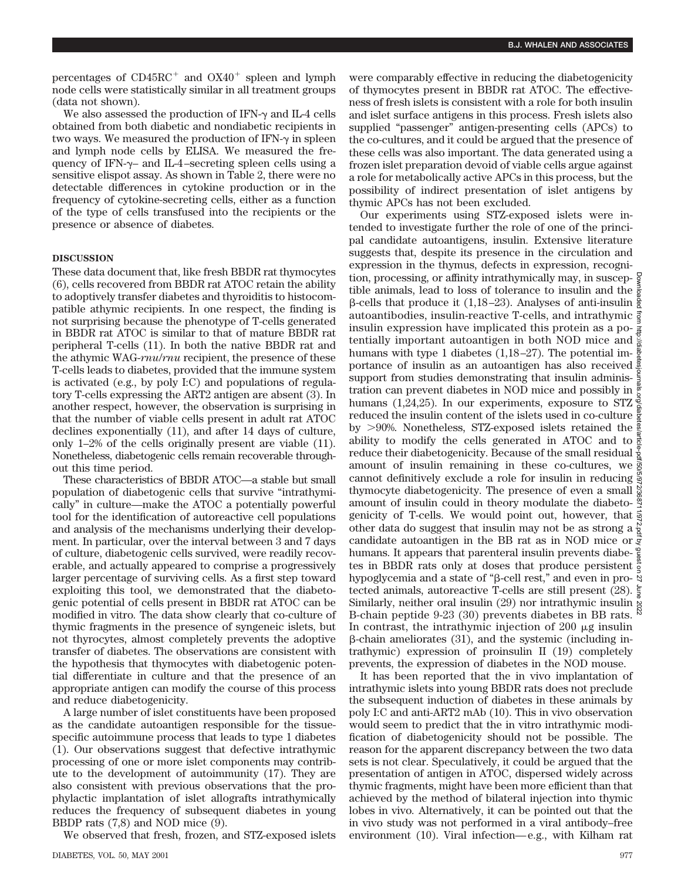percentages of $CD45RC^+$ and $OX40^+$ spleen and lymph node cells were statistically similar in all treatment groups (data not shown).

We also assessed the production of IFN-γ and IL-4 cells obtained from both diabetic and nondiabetic recipients in two ways. We measured the production of IFN-γ in spleen and lymph node cells by ELISA. We measured the frequency of IFN-γ– and IL-4–secreting spleen cells using a sensitive elispot assay. As shown in Table 2, there were no detectable differences in cytokine production or in the frequency of cytokine-secreting cells, either as a function of the type of cells transfused into the recipients or the presence or absence of diabetes.

## DISCUSSION

These data document that, like fresh BBDR rat thymocytes (6), cells recovered from BBDR rat ATOC retain the ability to adoptively transfer diabetes and thyroiditis to histocompatible athymic recipients. In one respect, the finding is not surprising because the phenotype of T-cells generated in BBDR rat ATOC is similar to that of mature BBDR rat peripheral T-cells (11). In both the native BBDR rat and the athymic WAG-*rnu*/*rnu* recipient, the presence of these T-cells leads to diabetes, provided that the immune system is activated (e.g., by poly I:C) and populations of regulatory T-cells expressing the ART2 antigen are absent (3). In another respect, however, the observation is surprising in that the number of viable cells present in adult rat ATOC declines exponentially (11), and after 14 days of culture, only 1–2% of the cells originally present are viable (11). Nonetheless, diabetogenic cells remain recoverable throughout this time period.

These characteristics of BBDR ATOC—a stable but small population of diabetogenic cells that survive "intrathymically" in culture—make the ATOC a potentially powerful tool for the identification of autoreactive cell populations and analysis of the mechanisms underlying their development. In particular, over the interval between 3 and 7 days of culture, diabetogenic cells survived, were readily recoverable, and actually appeared to comprise a progressively larger percentage of surviving cells. As a first step toward exploiting this tool, we demonstrated that the diabetogenic potential of cells present in BBDR rat ATOC can be modified in vitro. The data show clearly that co-culture of thymic fragments in the presence of syngeneic islets, but not thyrocytes, almost completely prevents the adoptive transfer of diabetes. The observations are consistent with the hypothesis that thymocytes with diabetogenic potential differentiate in culture and that the presence of an appropriate antigen can modify the course of this process and reduce diabetogenicity.

A large number of islet constituents have been proposed as the candidate autoantigen responsible for the tissue-specific autoimmune process that leads to type 1 diabetes (1). Our observations suggest that defective intrathymic processing of one or more islet components may contribute to the development of autoimmunity (17). They are also consistent with previous observations that the prophylactic implantation of islet allografts intrathymically reduces the frequency of subsequent diabetes in young BBDP rats (7,8) and NOD mice (9).

We observed that fresh, frozen, and STZ-exposed islets were comparably effective in reducing the diabetogenicity of thymocytes present in BBDR rat ATOC. The effectiveness of fresh islets is consistent with a role for both insulin and islet surface antigens in this process. Fresh islets also supplied "passenger" antigen-presenting cells (APCs) to the co-cultures, and it could be argued that the presence of these cells was also important. The data generated using a frozen islet preparation devoid of viable cells argue against a role for metabolically active APCs in this process, but the possibility of indirect presentation of islet antigens by thymic APCs has not been excluded.

Our experiments using STZ-exposed islets were intended to investigate further the role of one of the principal candidate autoantigens, insulin. Extensive literature suggests that, despite its presence in the circulation and expression in the thymus, defects in expression, recognition, processing, or affinity intrathymically may, in susceptible animals, lead to loss of tolerance to insulin and the β-cells that produce it (1,18–23). Analyses of anti-insulin autoantibodies, insulin-reactive T-cells, and intrathymic insulin expression have implicated this protein as a potentially important autoantigen in both NOD mice and humans with type 1 diabetes (1,18–27). The potential importance of insulin as an autoantigen has also received support from studies demonstrating that insulin administration can prevent diabetes in NOD mice and possibly in humans (1,24,25). In our experiments, exposure to STZ reduced the insulin content of the islets used in co-culture by >90%. Nonetheless, STZ-exposed islets retained the ability to modify the cells generated in ATOC and to reduce their diabetogenicity. Because of the small residual amount of insulin remaining in these co-cultures, we cannot definitively exclude a role for insulin in reducing thymocyte diabetogenicity. The presence of even a small amount of insulin could in theory modulate the diabetogenicity of T-cells. We would point out, however, that other data do suggest that insulin may not be as strong a candidate autoantigen in the BB rat as in NOD mice or humans. It appears that parenteral insulin prevents diabetes in BBDR rats only at doses that produce persistent hypoglycemia and a state of "β-cell rest," and even in protected animals, autoreactive T-cells are still present (28). Similarly, neither oral insulin (29) nor intrathymic insulin B-chain peptide 9-23 (30) prevents diabetes in BB rats. In contrast, the intrathymic injection of 200 μg insulin β-chain ameliorates (31), and the systemic (including intrathymic) expression of proinsulin II (19) completely prevents, the expression of diabetes in the NOD mouse.

It has been reported that the in vivo implantation of intrathymic islets into young BBDR rats does not preclude the subsequent induction of diabetes in these animals by poly I:C and anti-ART2 mAb (10). This in vivo observation would seem to predict that the in vitro intrathymic modification of diabetogenicity should not be possible. The reason for the apparent discrepancy between the two data sets is not clear. Speculatively, it could be argued that the presentation of antigen in ATOC, dispersed widely across thymic fragments, might have been more efficient than that achieved by the method of bilateral injection into thymic lobes in vivo. Alternatively, it can be pointed out that the in vivo study was not performed in a viral antibody–free environment (10). Viral infection—e.g., with Kilham rat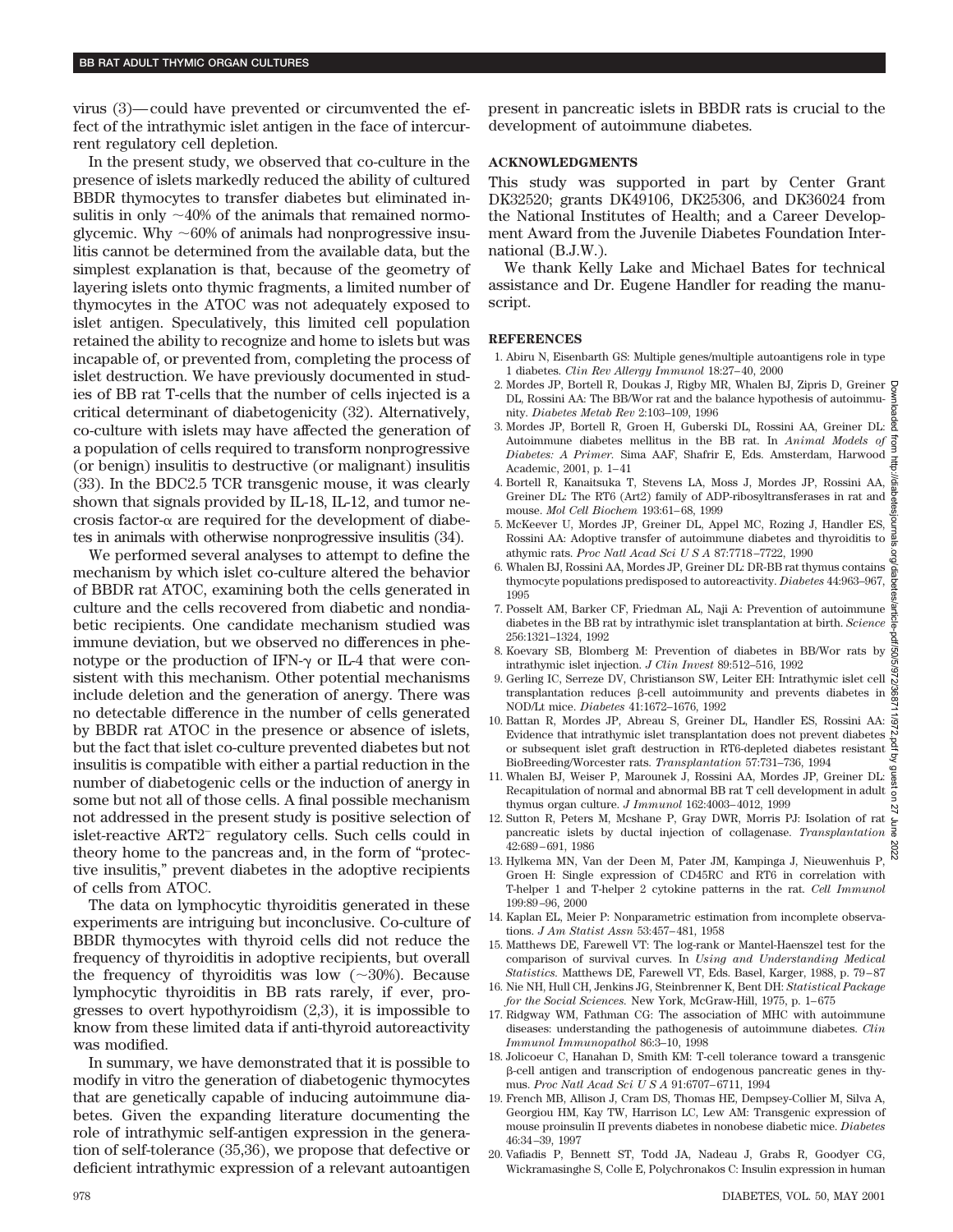virus (3)—could have prevented or circumvented the effect of the intrathymic islet antigen in the face of intercurrent regulatory cell depletion.

In the present study, we observed that co-culture in the presence of islets markedly reduced the ability of cultured BBDR thymocytes to transfer diabetes but eliminated insulitis in only ~40% of the animals that remained normoglycemic. Why ~60% of animals had nonprogressive insulitis cannot be determined from the available data, but the simplest explanation is that, because of the geometry of layering islets onto thymic fragments, a limited number of thymocytes in the ATOC was not adequately exposed to islet antigen. Speculatively, this limited cell population retained the ability to recognize and home to islets but was incapable of, or prevented from, completing the process of islet destruction. We have previously documented in studies of BB rat T-cells that the number of cells injected is a critical determinant of diabetogenicity (32). Alternatively, co-culture with islets may have affected the generation of a population of cells required to transform nonprogressive (or benign) insulitis to destructive (or malignant) insulitis (33). In the BDC2.5 TCR transgenic mouse, it was clearly shown that signals provided by IL-18, IL-12, and tumor necrosis factor-α are required for the development of diabetes in animals with otherwise nonprogressive insulitis (34).

We performed several analyses to attempt to define the mechanism by which islet co-culture altered the behavior of BBDR rat ATOC, examining both the cells generated in culture and the cells recovered from diabetic and nondiabetic recipients. One candidate mechanism studied was immune deviation, but we observed no differences in phenotype or the production of IFN-γ or IL-4 that were consistent with this mechanism. Other potential mechanisms include deletion and the generation of anergy. There was no detectable difference in the number of cells generated by BBDR rat ATOC in the presence or absence of islets, but the fact that islet co-culture prevented diabetes but not insulitis is compatible with either a partial reduction in the number of diabetogenic cells or the induction of anergy in some but not all of those cells. A final possible mechanism not addressed in the present study is positive selection of islet-reactive ART2$^{-}$ regulatory cells. Such cells could in theory home to the pancreas and, in the form of "protective insulitis," prevent diabetes in the adoptive recipients of cells from ATOC.

The data on lymphocytic thyroiditis generated in these experiments are intriguing but inconclusive. Co-culture of BBDR thymocytes with thyroid cells did not reduce the frequency of thyroiditis in adoptive recipients, but overall the frequency of thyroiditis was low (~30%). Because lymphocytic thyroiditis in BB rats rarely, if ever, progresses to overt hypothyroidism (2,3), it is impossible to know from these limited data if anti-thyroid autoreactivity was modified.

In summary, we have demonstrated that it is possible to modify in vitro the generation of diabetogenic thymocytes that are genetically capable of inducing autoimmune diabetes. Given the expanding literature documenting the role of intrathymic self-antigen expression in the generation of self-tolerance (35,36), we propose that defective or deficient intrathymic expression of a relevant autoantigen present in pancreatic islets in BBDR rats is crucial to the development of autoimmune diabetes.

## ACKNOWLEDGMENTS

This study was supported in part by Center Grant DK32520; grants DK49106, DK25306, and DK36024 from the National Institutes of Health; and a Career Development Award from the Juvenile Diabetes Foundation International (B.J.W.).

We thank Kelly Lake and Michael Bates for technical assistance and Dr. Eugene Handler for reading the manuscript.

## REFERENCES

1. Abiru N, Eisenbarth GS: Multiple genes/multiple autoantigens role in type 1 diabetes. *Clin Rev Allergy Immunol* 18:27–40, 2000
2. Mordes JP, Bortell R, Doukas J, Rigby MR, Whalen BJ, Zipris D, Greiner DL, Rossini AA: The BB/Wor rat and the balance hypothesis of autoimmunity. *Diabetes Metab Rev* 2:103–109, 1996
3. Mordes JP, Bortell R, Groen H, Guberski DL, Rossini AA, Greiner DL: Autoimmune diabetes mellitus in the BB rat. In *Animal Models of Diabetes: A Primer.* Sima AAF, Shafrir E, Eds. Amsterdam, Harwood Academic, 2001, p. 1–41
4. Bortell R, Kanaitsuka T, Stevens LA, Moss J, Mordes JP, Rossini AA, Greiner DL: The RT6 (Art2) family of ADP-ribosyltransferases in rat and mouse. *Mol Cell Biochem* 193:61–68, 1999
5. McKeever U, Mordes JP, Greiner DL, Appel MC, Rozing J, Handler ES, Rossini AA: Adoptive transfer of autoimmune diabetes and thyroiditis to athymic rats. *Proc Natl Acad Sci U S A* 87:7718–7722, 1990
6. Whalen BJ, Rossini AA, Mordes JP, Greiner DL: DR-BB rat thymus contains thymocyte populations predisposed to autoreactivity. *Diabetes* 44:963–967, 1995
7. Posselt AM, Barker CF, Friedman AL, Naji A: Prevention of autoimmune diabetes in the BB rat by intrathymic islet transplantation at birth. *Science* 256:1321–1324, 1992
8. Koevary SB, Blomberg M: Prevention of diabetes in BB/Wor rats by intrathymic islet injection. *J Clin Invest* 89:512–516, 1992
9. Gerling IC, Serreze DV, Christianson SW, Leiter EH: Intrathymic islet cell transplantation reduces β-cell autoimmunity and prevents diabetes in NOD/Lt mice. *Diabetes* 41:1672–1676, 1992
10. Battan R, Mordes JP, Abreau S, Greiner DL, Handler ES, Rossini AA: Evidence that intrathymic islet transplantation does not prevent diabetes or subsequent islet graft destruction in RT6-depleted diabetes resistant BioBreeding/Worcester rats. *Transplantation* 57:731–736, 1994
11. Whalen BJ, Weiser P, Marounek J, Rossini AA, Mordes JP, Greiner DL: Recapitulation of normal and abnormal BB rat T cell development in adult thymus organ culture. *J Immunol* 162:4003–4012, 1999
12. Sutton R, Peters M, Mcshane P, Gray DWR, Morris PJ: Isolation of rat pancreatic islets by ductal injection of collagenase. *Transplantation* 42:689–691, 1986
13. Hylkema MN, Van der Deen M, Pater JM, Kampinga J, Nieuwenhuis P, Groen H: Single expression of CD45RC and RT6 in correlation with T-helper 1 and T-helper 2 cytokine patterns in the rat. *Cell Immunol* 199:89–96, 2000
14. Kaplan EL, Meier P: Nonparametric estimation from incomplete observations. *J Am Statist Assn* 53:457–481, 1958
15. Matthews DE, Farewell VT: The log-rank or Mantel-Haenszel test for the comparison of survival curves. In *Using and Understanding Medical Statistics.* Matthews DE, Farewell VT, Eds. Basel, Karger, 1988, p. 79–87
16. Nie NH, Hull CH, Jenkins JG, Steinbrenner K, Bent DH: *Statistical Package for the Social Sciences.* New York, McGraw-Hill, 1975, p. 1–675
17. Ridgway WM, Fathman CG: The association of MHC with autoimmune diseases: understanding the pathogenesis of autoimmune diabetes. *Clin Immunol Immunopathol* 86:3–10, 1998
18. Jolicoeur C, Hanahan D, Smith KM: T-cell tolerance toward a transgenic β-cell antigen and transcription of endogenous pancreatic genes in thymus. *Proc Natl Acad Sci U S A* 91:6707–6711, 1994
19. French MB, Allison J, Cram DS, Thomas HE, Dempsey-Collier M, Silva A, Georgiou HM, Kay TW, Harrison LC, Lew AM: Transgenic expression of mouse proinsulin II prevents diabetes in nonobese diabetic mice. *Diabetes* 46:34–39, 1997
20. Vafiadis P, Bennett ST, Todd JA, Nadeau J, Grabs R, Goodyer CG, Wickramasinghe S, Colle E, Polychronakos C: Insulin expression in human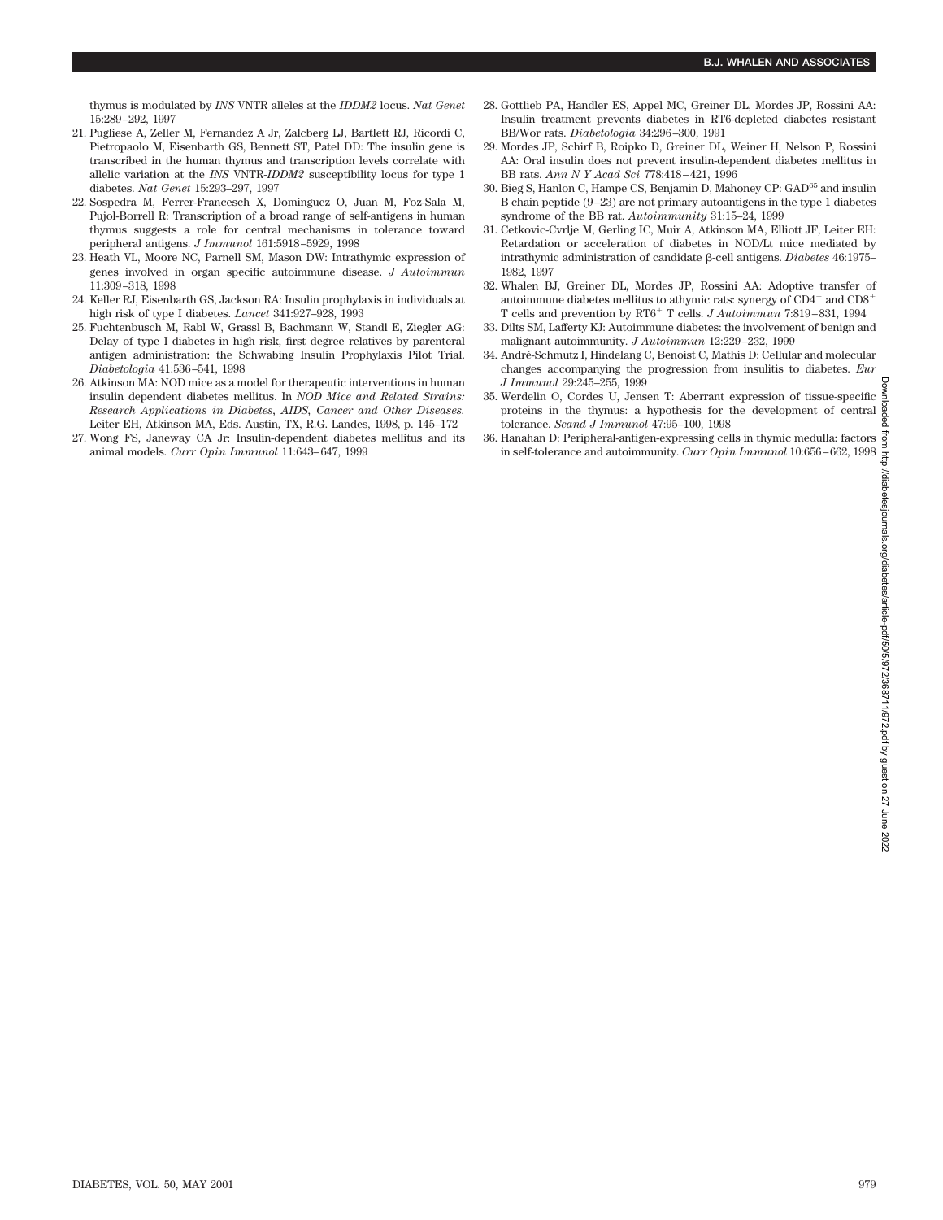thymus is modulated by *INS* VNTR alleles at the *IDDM2* locus. *Nat Genet* 15:289–292, 1997

21. Pugliese A, Zeller M, Fernandez A Jr, Zalcberg LJ, Bartlett RJ, Ricordi C, Pietropaolo M, Eisenbarth GS, Bennett ST, Patel DD: The insulin gene is transcribed in the human thymus and transcription levels correlate with allelic variation at the *INS* VNTR-*IDDM2* susceptibility locus for type 1 diabetes. *Nat Genet* 15:293–297, 1997
22. Sospedra M, Ferrer-Francesch X, Dominguez O, Juan M, Foz-Sala M, Pujol-Borrell R: Transcription of a broad range of self-antigens in human thymus suggests a role for central mechanisms in tolerance toward peripheral antigens. *J Immunol* 161:5918–5929, 1998
23. Heath VL, Moore NC, Parnell SM, Mason DW: Intrathymic expression of genes involved in organ specific autoimmune disease. *J Autoimmun* 11:309–318, 1998
24. Keller RJ, Eisenbarth GS, Jackson RA: Insulin prophylaxis in individuals at high risk of type I diabetes. *Lancet* 341:927–928, 1993
25. Fuchtenbusch M, Rabl W, Grassl B, Bachmann W, Standl E, Ziegler AG: Delay of type I diabetes in high risk, first degree relatives by parenteral antigen administration: the Schwabing Insulin Prophylaxis Pilot Trial. *Diabetologia* 41:536–541, 1998
26. Atkinson MA: NOD mice as a model for therapeutic interventions in human insulin dependent diabetes mellitus. In *NOD Mice and Related Strains: Research Applications in Diabetes, AIDS, Cancer and Other Diseases.* Leiter EH, Atkinson MA, Eds. Austin, TX, R.G. Landes, 1998, p. 145–172
27. Wong FS, Janeway CA Jr: Insulin-dependent diabetes mellitus and its animal models. *Curr Opin Immunol* 11:643–647, 1999
28. Gottlieb PA, Handler ES, Appel MC, Greiner DL, Mordes JP, Rossini AA: Insulin treatment prevents diabetes in RT6-depleted diabetes resistant BB/Wor rats. *Diabetologia* 34:296–300, 1991
29. Mordes JP, Schirf B, Roipko D, Greiner DL, Weiner H, Nelson P, Rossini AA: Oral insulin does not prevent insulin-dependent diabetes mellitus in BB rats. *Ann N Y Acad Sci* 778:418–421, 1996
30. Bieg S, Hanlon C, Hampe CS, Benjamin D, Mahoney CP: GAD[65] and insulin B chain peptide (9–23) are not primary autoantigens in the type 1 diabetes syndrome of the BB rat. *Autoimmunity* 31:15–24, 1999
31. Cetkovic-Cvrlje M, Gerling IC, Muir A, Atkinson MA, Elliott JF, Leiter EH: Retardation or acceleration of diabetes in NOD/Lt mice mediated by intrathymic administration of candidate β-cell antigens. *Diabetes* 46:1975–1982, 1997
32. Whalen BJ, Greiner DL, Mordes JP, Rossini AA: Adoptive transfer of autoimmune diabetes mellitus to athymic rats: synergy of $CD4^+$ and $CD8^+$ T cells and prevention by $RT6^+$ T cells. *J Autoimmun* 7:819–831, 1994
33. Dilts SM, Lafferty KJ: Autoimmune diabetes: the involvement of benign and malignant autoimmunity. *J Autoimmun* 12:229–232, 1999
34. André-Schmutz I, Hindelang C, Benoist C, Mathis D: Cellular and molecular changes accompanying the progression from insulitis to diabetes. *Eur J Immunol* 29:245–255, 1999
35. Werdelin O, Cordes U, Jensen T: Aberrant expression of tissue-specific proteins in the thymus: a hypothesis for the development of central tolerance. *Scand J Immunol* 47:95–100, 1998
36. Hanahan D: Peripheral-antigen-expressing cells in thymic medulla: factors in self-tolerance and autoimmunity. *Curr Opin Immunol* 10:656–662, 1998